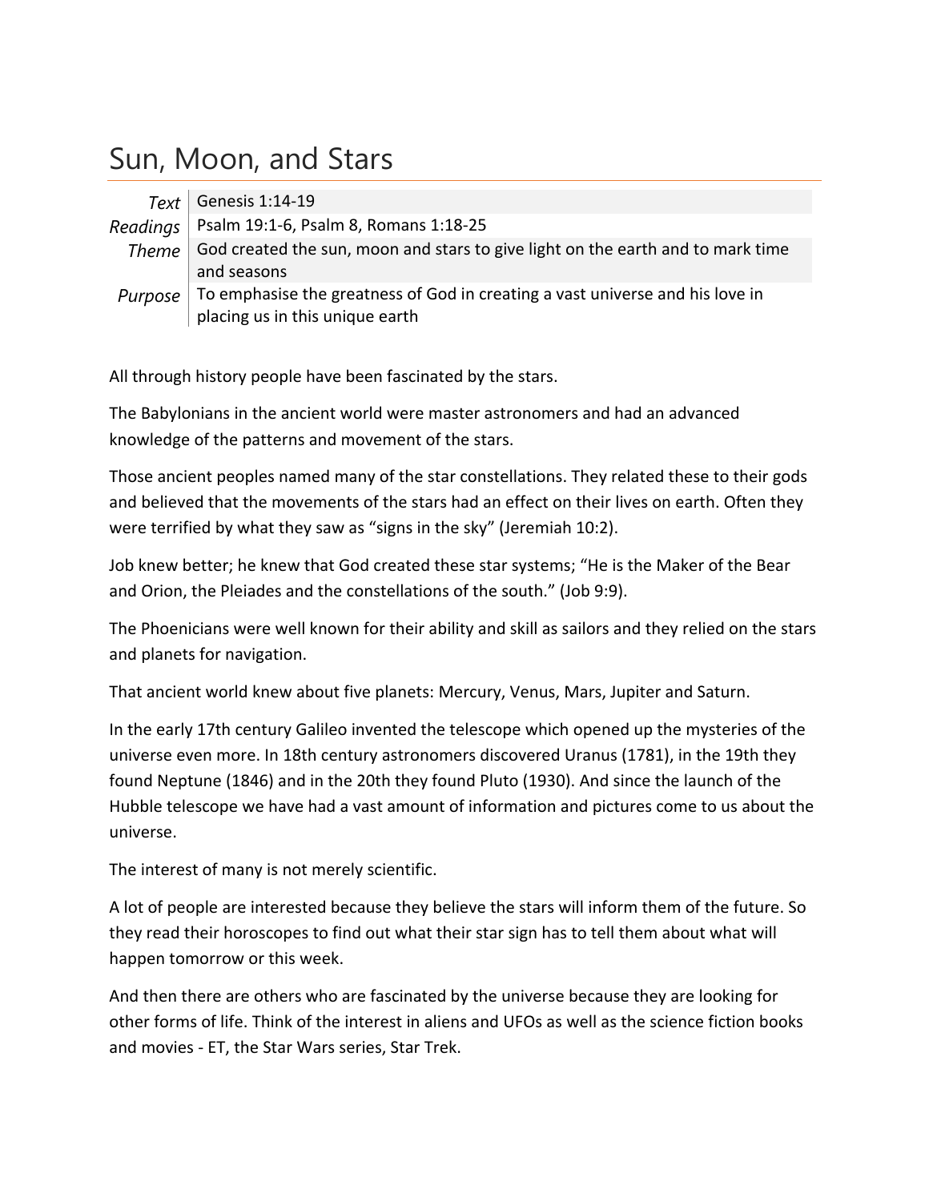# Sun, Moon, and Stars

| | |
|---|---|
| *Text* | Genesis 1:14-19 |
| *Readings* | Psalm 19:1-6, Psalm 8, Romans 1:18-25 |
| *Theme* | God created the sun, moon and stars to give light on the earth and to mark time and seasons |
| *Purpose* | To emphasise the greatness of God in creating a vast universe and his love in placing us in this unique earth |

All through history people have been fascinated by the stars.

The Babylonians in the ancient world were master astronomers and had an advanced knowledge of the patterns and movement of the stars.

Those ancient peoples named many of the star constellations. They related these to their gods and believed that the movements of the stars had an effect on their lives on earth. Often they were terrified by what they saw as "signs in the sky" (Jeremiah 10:2).

Job knew better; he knew that God created these star systems; "He is the Maker of the Bear and Orion, the Pleiades and the constellations of the south." (Job 9:9).

The Phoenicians were well known for their ability and skill as sailors and they relied on the stars and planets for navigation.

That ancient world knew about five planets: Mercury, Venus, Mars, Jupiter and Saturn.

In the early 17th century Galileo invented the telescope which opened up the mysteries of the universe even more. In 18th century astronomers discovered Uranus (1781), in the 19th they found Neptune (1846) and in the 20th they found Pluto (1930). And since the launch of the Hubble telescope we have had a vast amount of information and pictures come to us about the universe.

The interest of many is not merely scientific.

A lot of people are interested because they believe the stars will inform them of the future. So they read their horoscopes to find out what their star sign has to tell them about what will happen tomorrow or this week.

And then there are others who are fascinated by the universe because they are looking for other forms of life. Think of the interest in aliens and UFOs as well as the science fiction books and movies - ET, the Star Wars series, Star Trek.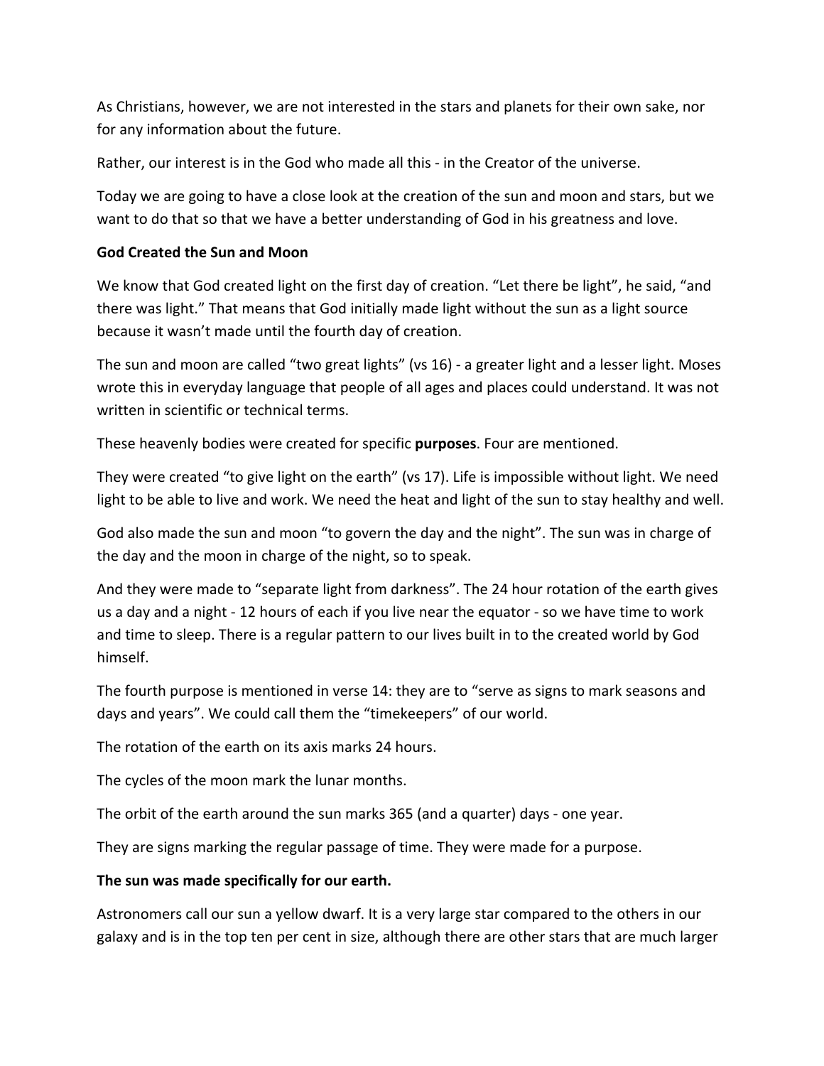As Christians, however, we are not interested in the stars and planets for their own sake, nor for any information about the future.

Rather, our interest is in the God who made all this - in the Creator of the universe.

Today we are going to have a close look at the creation of the sun and moon and stars, but we want to do that so that we have a better understanding of God in his greatness and love.

**God Created the Sun and Moon**

We know that God created light on the first day of creation. "Let there be light", he said, "and there was light." That means that God initially made light without the sun as a light source because it wasn't made until the fourth day of creation.

The sun and moon are called "two great lights" (vs 16) - a greater light and a lesser light. Moses wrote this in everyday language that people of all ages and places could understand. It was not written in scientific or technical terms.

These heavenly bodies were created for specific **purposes**. Four are mentioned.

They were created "to give light on the earth" (vs 17). Life is impossible without light. We need light to be able to live and work. We need the heat and light of the sun to stay healthy and well.

God also made the sun and moon "to govern the day and the night". The sun was in charge of the day and the moon in charge of the night, so to speak.

And they were made to "separate light from darkness". The 24 hour rotation of the earth gives us a day and a night - 12 hours of each if you live near the equator - so we have time to work and time to sleep. There is a regular pattern to our lives built in to the created world by God himself.

The fourth purpose is mentioned in verse 14: they are to "serve as signs to mark seasons and days and years". We could call them the "timekeepers" of our world.

The rotation of the earth on its axis marks 24 hours.

The cycles of the moon mark the lunar months.

The orbit of the earth around the sun marks 365 (and a quarter) days - one year.

They are signs marking the regular passage of time. They were made for a purpose.

**The sun was made specifically for our earth.**

Astronomers call our sun a yellow dwarf. It is a very large star compared to the others in our galaxy and is in the top ten per cent in size, although there are other stars that are much larger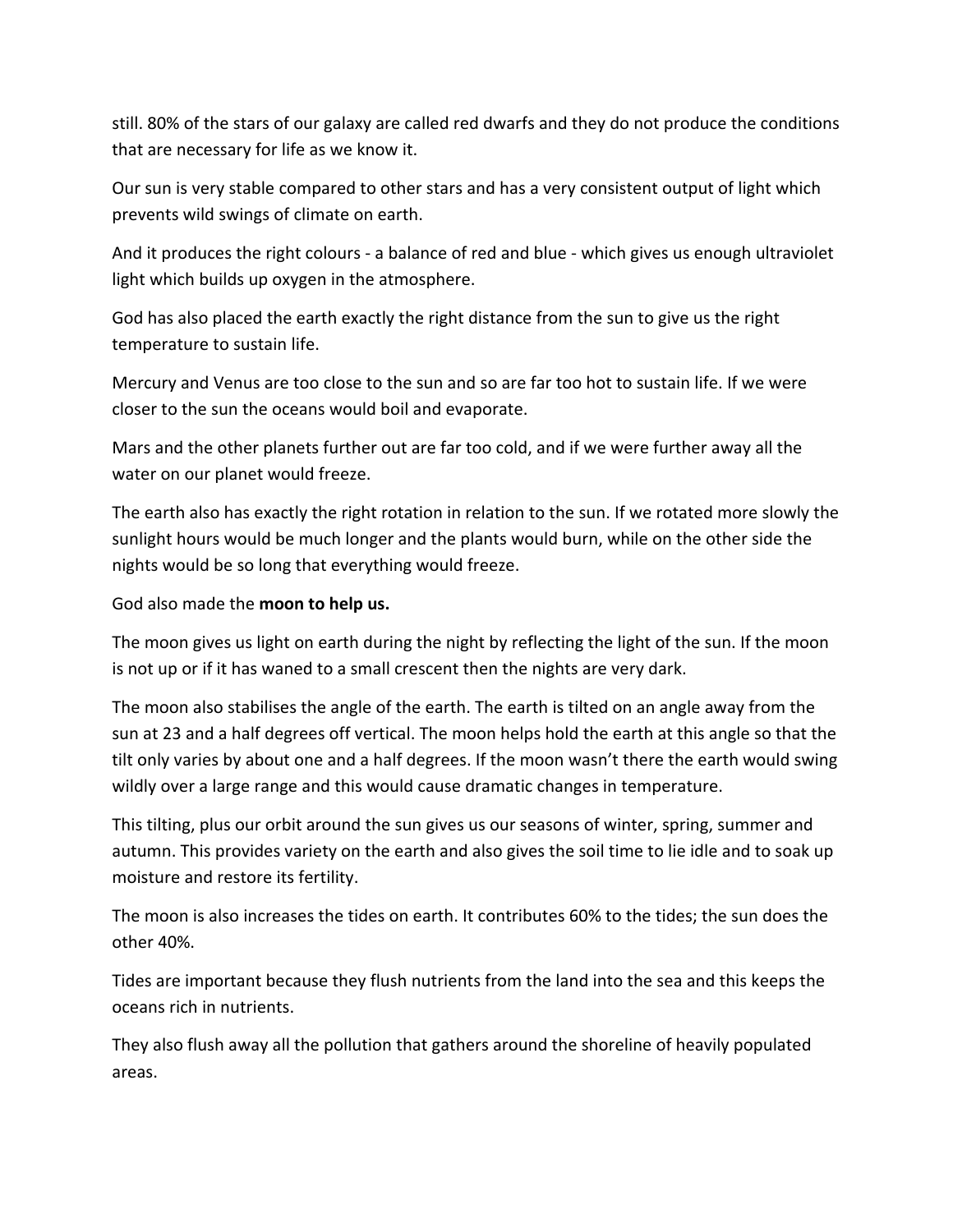still. 80% of the stars of our galaxy are called red dwarfs and they do not produce the conditions that are necessary for life as we know it.

Our sun is very stable compared to other stars and has a very consistent output of light which prevents wild swings of climate on earth.

And it produces the right colours - a balance of red and blue - which gives us enough ultraviolet light which builds up oxygen in the atmosphere.

God has also placed the earth exactly the right distance from the sun to give us the right temperature to sustain life.

Mercury and Venus are too close to the sun and so are far too hot to sustain life. If we were closer to the sun the oceans would boil and evaporate.

Mars and the other planets further out are far too cold, and if we were further away all the water on our planet would freeze.

The earth also has exactly the right rotation in relation to the sun. If we rotated more slowly the sunlight hours would be much longer and the plants would burn, while on the other side the nights would be so long that everything would freeze.

God also made the **moon to help us.**

The moon gives us light on earth during the night by reflecting the light of the sun. If the moon is not up or if it has waned to a small crescent then the nights are very dark.

The moon also stabilises the angle of the earth. The earth is tilted on an angle away from the sun at 23 and a half degrees off vertical. The moon helps hold the earth at this angle so that the tilt only varies by about one and a half degrees. If the moon wasn't there the earth would swing wildly over a large range and this would cause dramatic changes in temperature.

This tilting, plus our orbit around the sun gives us our seasons of winter, spring, summer and autumn. This provides variety on the earth and also gives the soil time to lie idle and to soak up moisture and restore its fertility.

The moon is also increases the tides on earth. It contributes 60% to the tides; the sun does the other 40%.

Tides are important because they flush nutrients from the land into the sea and this keeps the oceans rich in nutrients.

They also flush away all the pollution that gathers around the shoreline of heavily populated areas.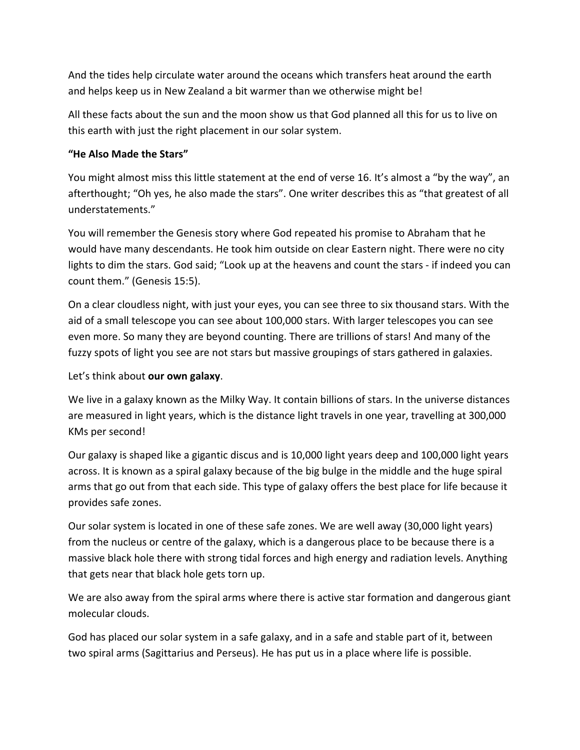And the tides help circulate water around the oceans which transfers heat around the earth and helps keep us in New Zealand a bit warmer than we otherwise might be!

All these facts about the sun and the moon show us that God planned all this for us to live on this earth with just the right placement in our solar system.

**"He Also Made the Stars"**

You might almost miss this little statement at the end of verse 16. It's almost a "by the way", an afterthought; "Oh yes, he also made the stars". One writer describes this as "that greatest of all understatements."

You will remember the Genesis story where God repeated his promise to Abraham that he would have many descendants. He took him outside on clear Eastern night. There were no city lights to dim the stars. God said; "Look up at the heavens and count the stars - if indeed you can count them." (Genesis 15:5).

On a clear cloudless night, with just your eyes, you can see three to six thousand stars. With the aid of a small telescope you can see about 100,000 stars. With larger telescopes you can see even more. So many they are beyond counting. There are trillions of stars! And many of the fuzzy spots of light you see are not stars but massive groupings of stars gathered in galaxies.

Let's think about **our own galaxy**.

We live in a galaxy known as the Milky Way. It contain billions of stars. In the universe distances are measured in light years, which is the distance light travels in one year, travelling at 300,000 KMs per second!

Our galaxy is shaped like a gigantic discus and is 10,000 light years deep and 100,000 light years across. It is known as a spiral galaxy because of the big bulge in the middle and the huge spiral arms that go out from that each side. This type of galaxy offers the best place for life because it provides safe zones.

Our solar system is located in one of these safe zones. We are well away (30,000 light years) from the nucleus or centre of the galaxy, which is a dangerous place to be because there is a massive black hole there with strong tidal forces and high energy and radiation levels. Anything that gets near that black hole gets torn up.

We are also away from the spiral arms where there is active star formation and dangerous giant molecular clouds.

God has placed our solar system in a safe galaxy, and in a safe and stable part of it, between two spiral arms (Sagittarius and Perseus). He has put us in a place where life is possible.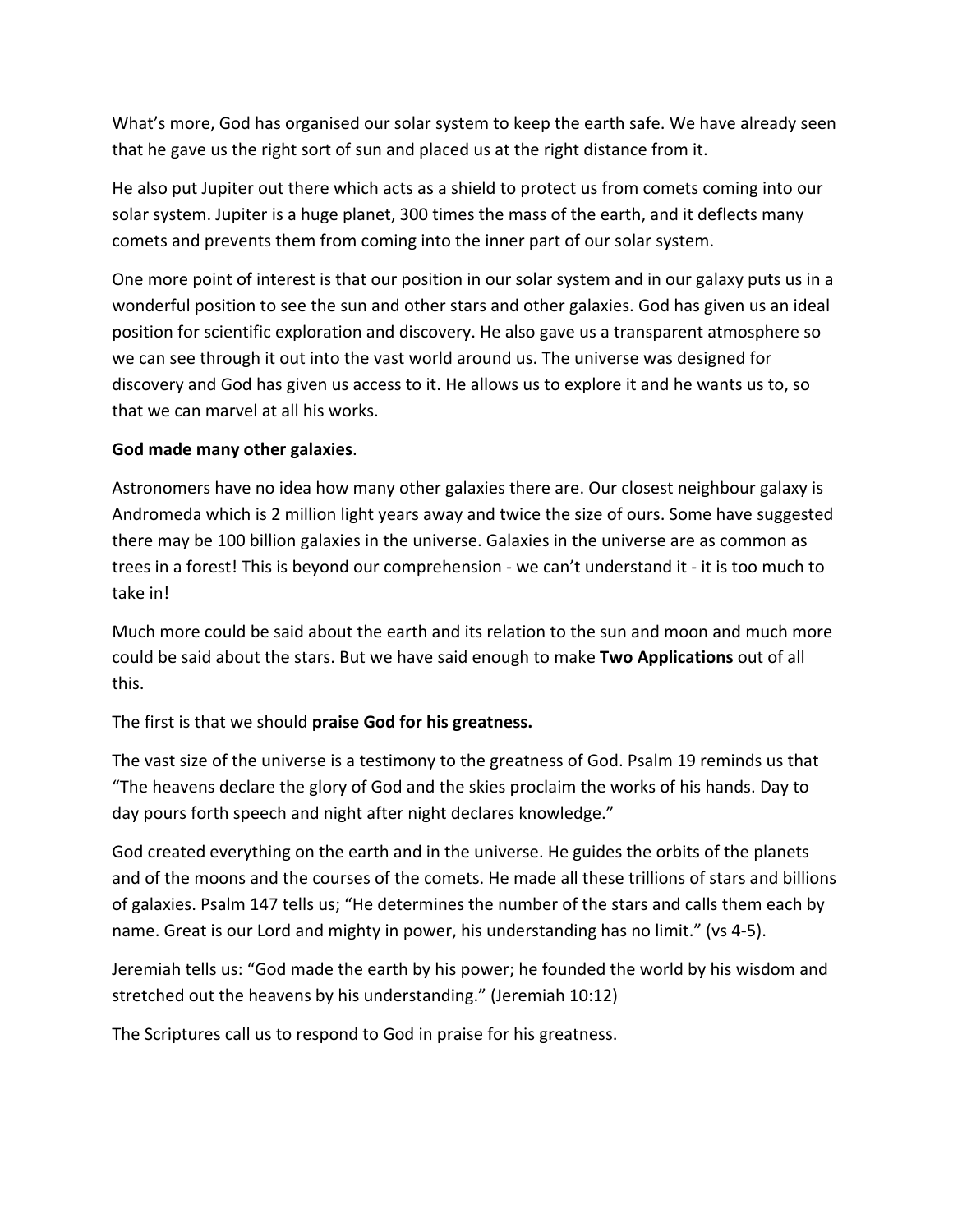What's more, God has organised our solar system to keep the earth safe. We have already seen that he gave us the right sort of sun and placed us at the right distance from it.

He also put Jupiter out there which acts as a shield to protect us from comets coming into our solar system. Jupiter is a huge planet, 300 times the mass of the earth, and it deflects many comets and prevents them from coming into the inner part of our solar system.

One more point of interest is that our position in our solar system and in our galaxy puts us in a wonderful position to see the sun and other stars and other galaxies. God has given us an ideal position for scientific exploration and discovery. He also gave us a transparent atmosphere so we can see through it out into the vast world around us. The universe was designed for discovery and God has given us access to it. He allows us to explore it and he wants us to, so that we can marvel at all his works.

**God made many other galaxies**.

Astronomers have no idea how many other galaxies there are. Our closest neighbour galaxy is Andromeda which is 2 million light years away and twice the size of ours. Some have suggested there may be 100 billion galaxies in the universe. Galaxies in the universe are as common as trees in a forest! This is beyond our comprehension - we can't understand it - it is too much to take in!

Much more could be said about the earth and its relation to the sun and moon and much more could be said about the stars. But we have said enough to make **Two Applications** out of all this.

The first is that we should **praise God for his greatness.**

The vast size of the universe is a testimony to the greatness of God. Psalm 19 reminds us that "The heavens declare the glory of God and the skies proclaim the works of his hands. Day to day pours forth speech and night after night declares knowledge."

God created everything on the earth and in the universe. He guides the orbits of the planets and of the moons and the courses of the comets. He made all these trillions of stars and billions of galaxies. Psalm 147 tells us; "He determines the number of the stars and calls them each by name. Great is our Lord and mighty in power, his understanding has no limit." (vs 4-5).

Jeremiah tells us: "God made the earth by his power; he founded the world by his wisdom and stretched out the heavens by his understanding." (Jeremiah 10:12)

The Scriptures call us to respond to God in praise for his greatness.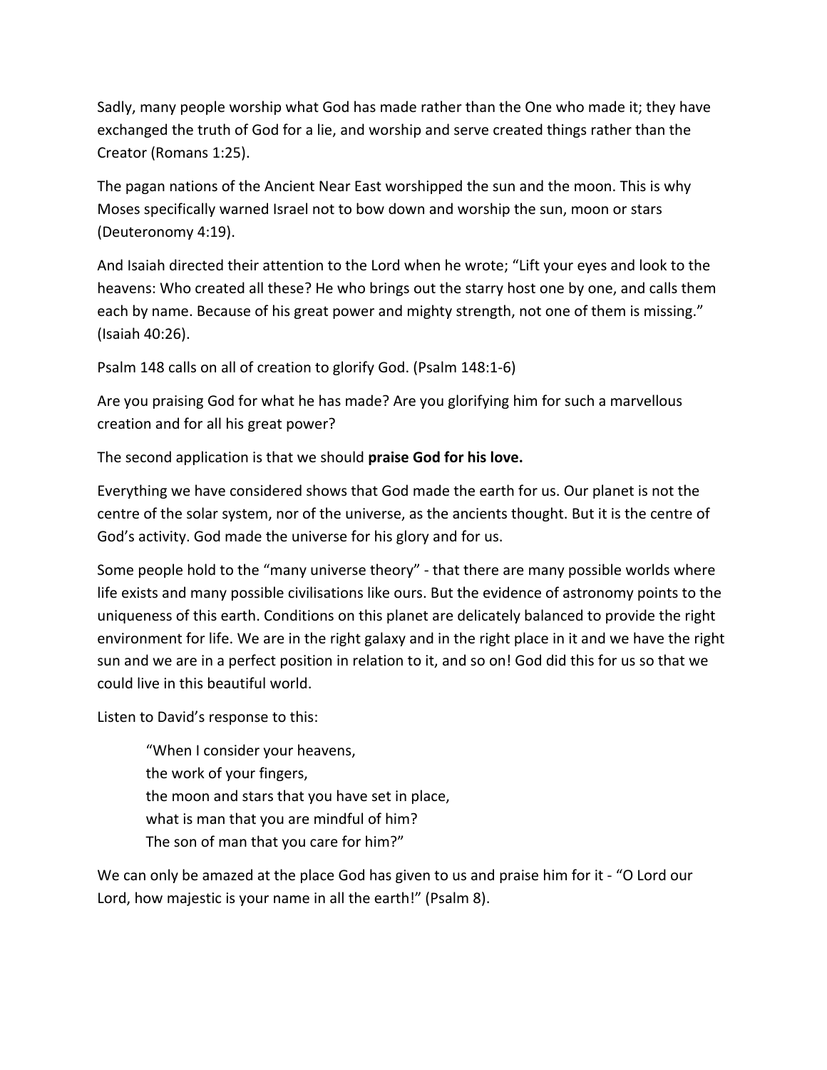Sadly, many people worship what God has made rather than the One who made it; they have exchanged the truth of God for a lie, and worship and serve created things rather than the Creator (Romans 1:25).

The pagan nations of the Ancient Near East worshipped the sun and the moon. This is why Moses specifically warned Israel not to bow down and worship the sun, moon or stars (Deuteronomy 4:19).

And Isaiah directed their attention to the Lord when he wrote; "Lift your eyes and look to the heavens: Who created all these? He who brings out the starry host one by one, and calls them each by name. Because of his great power and mighty strength, not one of them is missing." (Isaiah 40:26).

Psalm 148 calls on all of creation to glorify God. (Psalm 148:1-6)

Are you praising God for what he has made? Are you glorifying him for such a marvellous creation and for all his great power?

The second application is that we should **praise God for his love.**

Everything we have considered shows that God made the earth for us. Our planet is not the centre of the solar system, nor of the universe, as the ancients thought. But it is the centre of God's activity. God made the universe for his glory and for us.

Some people hold to the "many universe theory" - that there are many possible worlds where life exists and many possible civilisations like ours. But the evidence of astronomy points to the uniqueness of this earth. Conditions on this planet are delicately balanced to provide the right environment for life. We are in the right galaxy and in the right place in it and we have the right sun and we are in a perfect position in relation to it, and so on! God did this for us so that we could live in this beautiful world.

Listen to David's response to this:

> "When I consider your heavens,
> the work of your fingers,
> the moon and stars that you have set in place,
> what is man that you are mindful of him?
> The son of man that you care for him?"

We can only be amazed at the place God has given to us and praise him for it - "O Lord our Lord, how majestic is your name in all the earth!" (Psalm 8).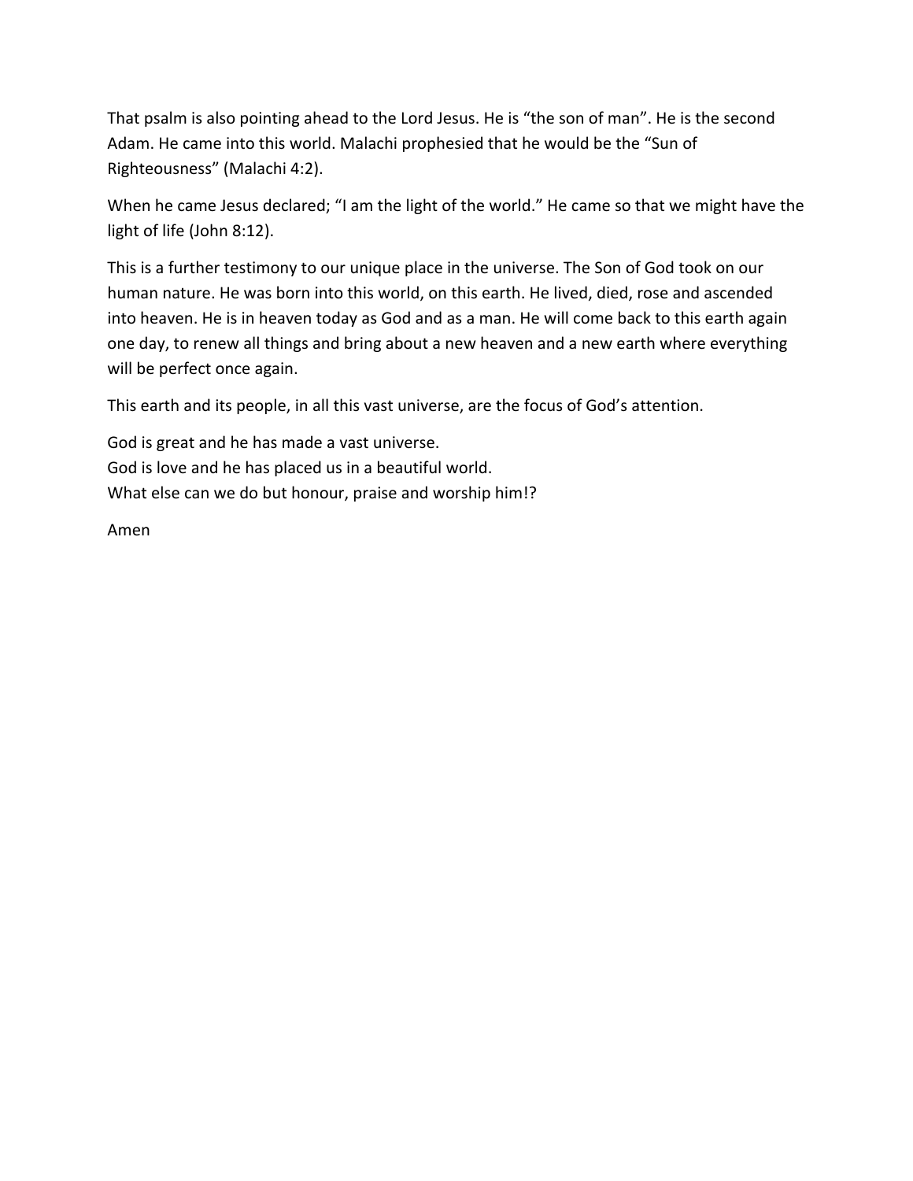That psalm is also pointing ahead to the Lord Jesus. He is “the son of man”. He is the second Adam. He came into this world. Malachi prophesied that he would be the “Sun of Righteousness” (Malachi 4:2).

When he came Jesus declared; “I am the light of the world.” He came so that we might have the light of life (John 8:12).

This is a further testimony to our unique place in the universe. The Son of God took on our human nature. He was born into this world, on this earth. He lived, died, rose and ascended into heaven. He is in heaven today as God and as a man. He will come back to this earth again one day, to renew all things and bring about a new heaven and a new earth where everything will be perfect once again.

This earth and its people, in all this vast universe, are the focus of God’s attention.

God is great and he has made a vast universe.  
God is love and he has placed us in a beautiful world.  
What else can we do but honour, praise and worship him!?

Amen